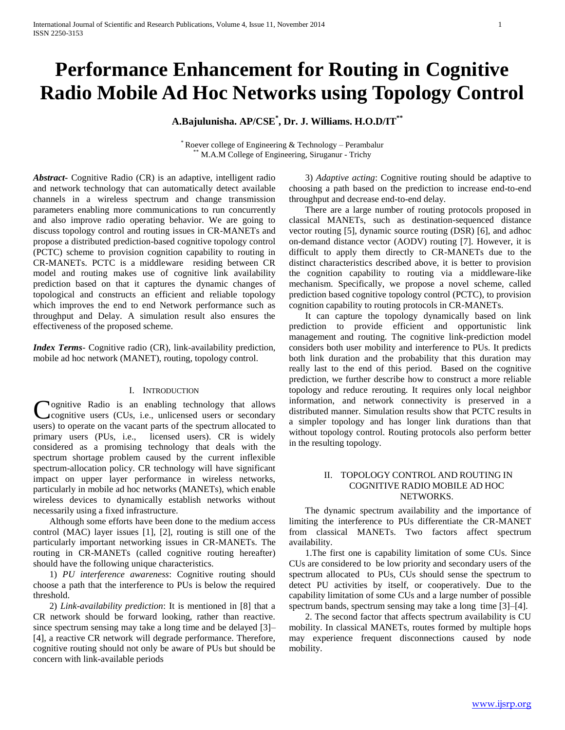# Performance Enhancement for Routing in Cognitive Radio Mobile Ad Hoc Networks using Topology Control

**A.Bajulunisha. AP/CSE[*], Dr. J. Williams. H.O.D/IT[**]**

[*] Roever college of Engineering & Technology – Perambalur
[**] M.A.M College of Engineering, Siruganur - Trichy

***Abstract-*** Cognitive Radio (CR) is an adaptive, intelligent radio and network technology that can automatically detect available channels in a wireless spectrum and change transmission parameters enabling more communications to run concurrently and also improve radio operating behavior. We are going to discuss topology control and routing issues in CR-MANETs and propose a distributed prediction-based cognitive topology control (PCTC) scheme to provision cognition capability to routing in CR-MANETs. PCTC is a middleware residing between CR model and routing makes use of cognitive link availability prediction based on that it captures the dynamic changes of topological and constructs an efficient and reliable topology which improves the end to end Network performance such as throughput and Delay. A simulation result also ensures the effectiveness of the proposed scheme.

***Index Terms-*** Cognitive radio (CR), link-availability prediction, mobile ad hoc network (MANET), routing, topology control.

## I. Introduction

Cognitive Radio is an enabling technology that allows cognitive users (CUs, i.e., unlicensed users or secondary users) to operate on the vacant parts of the spectrum allocated to primary users (PUs, i.e., licensed users). CR is widely considered as a promising technology that deals with the spectrum shortage problem caused by the current inflexible spectrum-allocation policy. CR technology will have significant impact on upper layer performance in wireless networks, particularly in mobile ad hoc networks (MANETs), which enable wireless devices to dynamically establish networks without necessarily using a fixed infrastructure.

Although some efforts have been done to the medium access control (MAC) layer issues [1], [2], routing is still one of the particularly important networking issues in CR-MANETs. The routing in CR-MANETs (called cognitive routing hereafter) should have the following unique characteristics.

1) *PU interference awareness*: Cognitive routing should choose a path that the interference to PUs is below the required threshold.

2) *Link-availability prediction*: It is mentioned in [8] that a CR network should be forward looking, rather than reactive. since spectrum sensing may take a long time and be delayed [3]–[4], a reactive CR network will degrade performance. Therefore, cognitive routing should not only be aware of PUs but should be concern with link-available periods

3) *Adaptive acting*: Cognitive routing should be adaptive to choosing a path based on the prediction to increase end-to-end throughput and decrease end-to-end delay.

There are a large number of routing protocols proposed in classical MANETs, such as destination-sequenced distance vector routing [5], dynamic source routing (DSR) [6], and adhoc on-demand distance vector (AODV) routing [7]. However, it is difficult to apply them directly to CR-MANETs due to the distinct characteristics described above, it is better to provision the cognition capability to routing via a middleware-like mechanism. Specifically, we propose a novel scheme, called prediction based cognitive topology control (PCTC), to provision cognition capability to routing protocols in CR-MANETs.

It can capture the topology dynamically based on link prediction to provide efficient and opportunistic link management and routing. The cognitive link-prediction model considers both user mobility and interference to PUs. It predicts both link duration and the probability that this duration may really last to the end of this period. Based on the cognitive prediction, we further describe how to construct a more reliable topology and reduce rerouting. It requires only local neighbor information, and network connectivity is preserved in a distributed manner. Simulation results show that PCTC results in a simpler topology and has longer link durations than that without topology control. Routing protocols also perform better in the resulting topology.

## II. Topology Control and Routing in Cognitive Radio Mobile Ad Hoc Networks.

The dynamic spectrum availability and the importance of limiting the interference to PUs differentiate the CR-MANET from classical MANETs. Two factors affect spectrum availability.

1.The first one is capability limitation of some CUs. Since CUs are considered to be low priority and secondary users of the spectrum allocated to PUs, CUs should sense the spectrum to detect PU activities by itself, or cooperatively. Due to the capability limitation of some CUs and a large number of possible spectrum bands, spectrum sensing may take a long time [3]–[4].

2. The second factor that affects spectrum availability is CU mobility. In classical MANETs, routes formed by multiple hops may experience frequent disconnections caused by node mobility.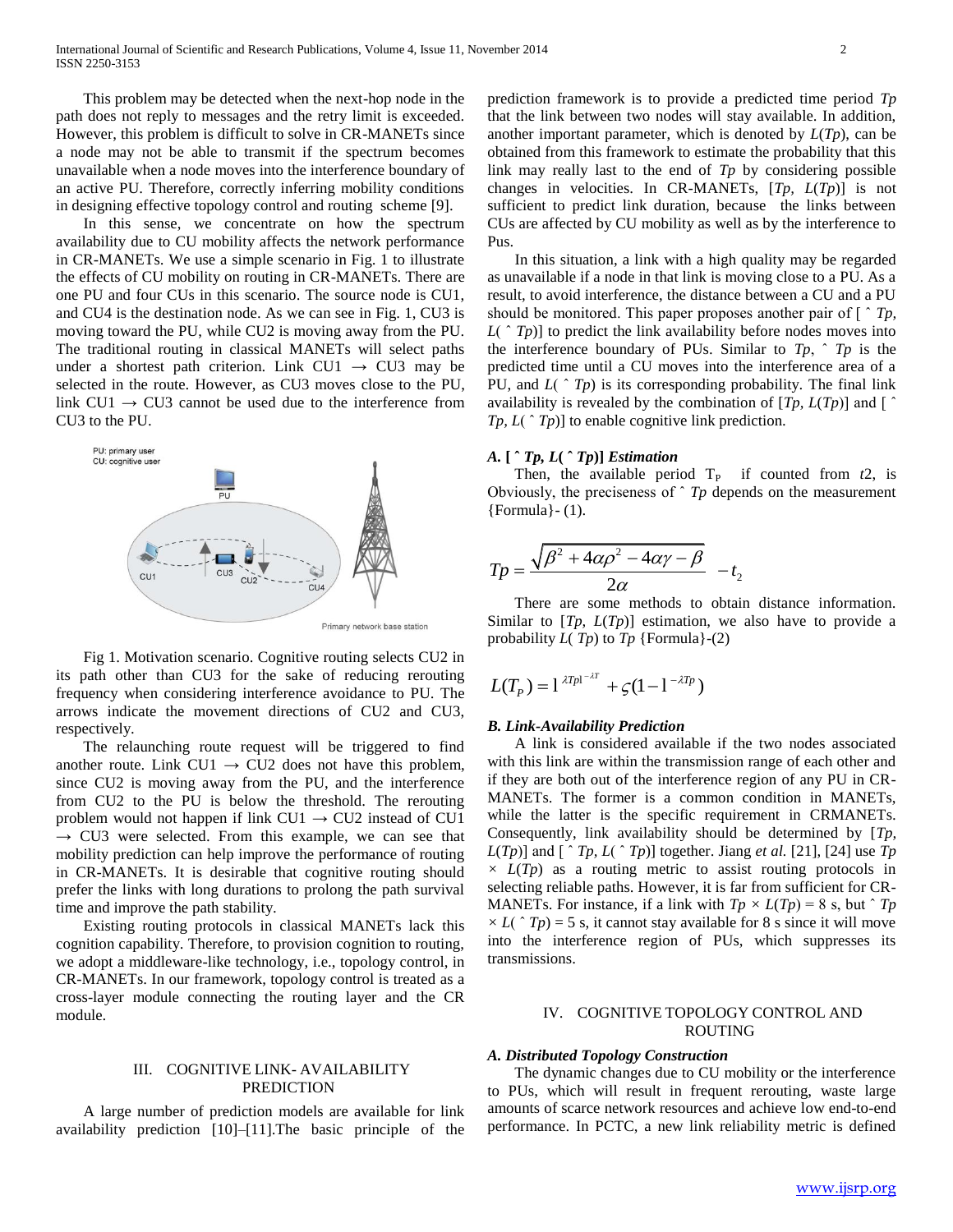This problem may be detected when the next-hop node in the path does not reply to messages and the retry limit is exceeded. However, this problem is difficult to solve in CR-MANETs since a node may not be able to transmit if the spectrum becomes unavailable when a node moves into the interference boundary of an active PU. Therefore, correctly inferring mobility conditions in designing effective topology control and routing scheme [9].

In this sense, we concentrate on how the spectrum availability due to CU mobility affects the network performance in CR-MANETs. We use a simple scenario in Fig. 1 to illustrate the effects of CU mobility on routing in CR-MANETs. There are one PU and four CUs in this scenario. The source node is CU1, and CU4 is the destination node. As we can see in Fig. 1, CU3 is moving toward the PU, while CU2 is moving away from the PU. The traditional routing in classical MANETs will select paths under a shortest path criterion. Link CU1 → CU3 may be selected in the route. However, as CU3 moves close to the PU, link CU1 → CU3 cannot be used due to the interference from CU3 to the PU.

Fig 1. Motivation scenario. Cognitive routing selects CU2 in its path other than CU3 for the sake of reducing rerouting frequency when considering interference avoidance to PU. The arrows indicate the movement directions of CU2 and CU3, respectively.

The relaunching route request will be triggered to find another route. Link CU1 → CU2 does not have this problem, since CU2 is moving away from the PU, and the interference from CU2 to the PU is below the threshold. The rerouting problem would not happen if link CU1 → CU2 instead of CU1 → CU3 were selected. From this example, we can see that mobility prediction can help improve the performance of routing in CR-MANETs. It is desirable that cognitive routing should prefer the links with long durations to prolong the path survival time and improve the path stability.

Existing routing protocols in classical MANETs lack this cognition capability. Therefore, to provision cognition to routing, we adopt a middleware-like technology, i.e., topology control, in CR-MANETs. In our framework, topology control is treated as a cross-layer module connecting the routing layer and the CR module.

## III. COGNITIVE LINK- AVAILABILITY PREDICTION

A large number of prediction models are available for link availability prediction [10]–[11].The basic principle of the prediction framework is to provide a predicted time period *Tp* that the link between two nodes will stay available. In addition, another important parameter, which is denoted by *L*(*Tp*), can be obtained from this framework to estimate the probability that this link may really last to the end of *Tp* by considering possible changes in velocities. In CR-MANETs, [*Tp*, *L*(*Tp*)] is not sufficient to predict link duration, because the links between CUs are affected by CU mobility as well as by the interference to Pus.

In this situation, a link with a high quality may be regarded as unavailable if a node in that link is moving close to a PU. As a result, to avoid interference, the distance between a CU and a PU should be monitored. This paper proposes another pair of [ ˆ *Tp*, *L*( ˆ *Tp*)] to predict the link availability before nodes moves into the interference boundary of PUs. Similar to *Tp*, ˆ *Tp* is the predicted time until a CU moves into the interference area of a PU, and *L*( ˆ *Tp*) is its corresponding probability. The final link availability is revealed by the combination of [*Tp*, *L*(*Tp*)] and [ ˆ *Tp*, *L*( ˆ *Tp*)] to enable cognitive link prediction.

### *A.* [ ˆ *Tp*, *L*( ˆ *Tp*)] *Estimation*

Then, the available period $T_P$ if counted from $t2$, is Obviously, the preciseness of ˆ *Tp* depends on the measurement {Formula}- (1).

$$Tp = \frac{\sqrt{\beta^2 + 4\alpha\rho^2 - 4\alpha\gamma - \beta}}{2\alpha} - t_2$$

There are some methods to obtain distance information. Similar to [*Tp*, *L*(*Tp*)] estimation, we also have to provide a probability *L*( *Tp*) to *Tp* {Formula}-(2)

$$L(T_P) = 1^{\lambda Tp 1^{-\lambda T}} + \varsigma(1 - 1^{-\lambda Tp})$$

### *B. Link-Availability Prediction*

A link is considered available if the two nodes associated with this link are within the transmission range of each other and if they are both out of the interference region of any PU in CR-MANETs. The former is a common condition in MANETs, while the latter is the specific requirement in CRMANETs. Consequently, link availability should be determined by [*Tp*, *L*(*Tp*)] and [ ˆ *Tp*, *L*( ˆ *Tp*)] together. Jiang *et al.* [21], [24] use *Tp* × *L*(*Tp*) as a routing metric to assist routing protocols in selecting reliable paths. However, it is far from sufficient for CR-MANETs. For instance, if a link with *Tp* × *L*(*Tp*) = 8 s, but ˆ *Tp* × *L*( ˆ *Tp*) = 5 s, it cannot stay available for 8 s since it will move into the interference region of PUs, which suppresses its transmissions.

## IV. COGNITIVE TOPOLOGY CONTROL AND ROUTING

### *A. Distributed Topology Construction*

The dynamic changes due to CU mobility or the interference to PUs, which will result in frequent rerouting, waste large amounts of scarce network resources and achieve low end-to-end performance. In PCTC, a new link reliability metric is defined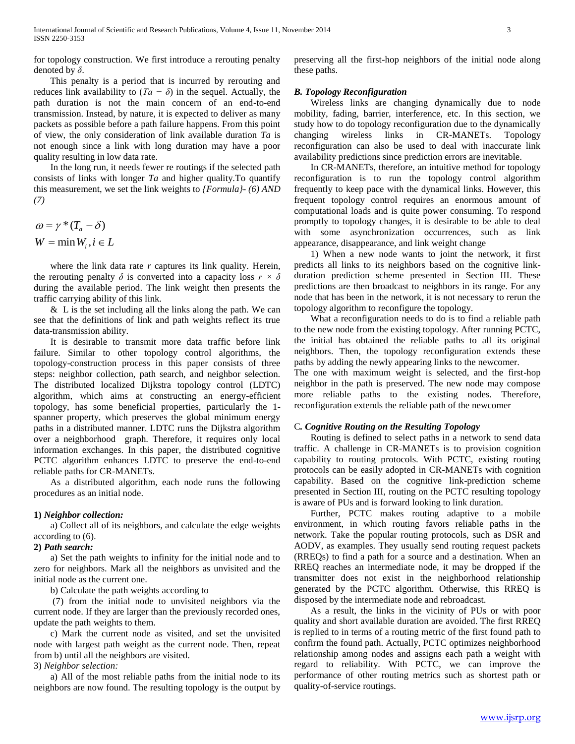for topology construction. We first introduce a rerouting penalty denoted by $\delta$.

This penalty is a period that is incurred by rerouting and reduces link availability to ($Ta - \delta$) in the sequel. Actually, the path duration is not the main concern of an end-to-end transmission. Instead, by nature, it is expected to deliver as many packets as possible before a path failure happens. From this point of view, the only consideration of link available duration $Ta$ is not enough since a link with long duration may have a poor quality resulting in low data rate.

In the long run, it needs fewer re routings if the selected path consists of links with longer $Ta$ and higher quality.To quantify this measurement, we set the link weights to *{Formula}- (6) AND (7)*

$$\omega = \gamma * (T_a - \delta)$$
$$W = \min W_i, i \in L$$

where the link data rate $r$ captures its link quality. Herein, the rerouting penalty $\delta$ is converted into a capacity loss $r \times \delta$ during the available period. The link weight then presents the traffic carrying ability of this link.

& L is the set including all the links along the path. We can see that the definitions of link and path weights reflect its true data-transmission ability.

It is desirable to transmit more data traffic before link failure. Similar to other topology control algorithms, the topology-construction process in this paper consists of three steps: neighbor collection, path search, and neighbor selection. The distributed localized Dijkstra topology control (LDTC) algorithm, which aims at constructing an energy-efficient topology, has some beneficial properties, particularly the 1-spanner property, which preserves the global minimum energy paths in a distributed manner. LDTC runs the Dijkstra algorithm over a neighborhood graph. Therefore, it requires only local information exchanges. In this paper, the distributed cognitive PCTC algorithm enhances LDTC to preserve the end-to-end reliable paths for CR-MANETs.

As a distributed algorithm, each node runs the following procedures as an initial node.

**1)** ***Neighbor collection:***

a) Collect all of its neighbors, and calculate the edge weights according to (6).

**2)** ***Path search:***

a) Set the path weights to infinity for the initial node and to zero for neighbors. Mark all the neighbors as unvisited and the initial node as the current one.

b) Calculate the path weights according to

(7) from the initial node to unvisited neighbors via the current node. If they are larger than the previously recorded ones, update the path weights to them.

c) Mark the current node as visited, and set the unvisited node with largest path weight as the current node. Then, repeat from b) until all the neighbors are visited.

3) *Neighbor selection:*

a) All of the most reliable paths from the initial node to its neighbors are now found. The resulting topology is the output by preserving all the first-hop neighbors of the initial node along these paths.

### *B. Topology Reconfiguration*

Wireless links are changing dynamically due to node mobility, fading, barrier, interference, etc. In this section, we study how to do topology reconfiguration due to the dynamically changing wireless links in CR-MANETs. Topology reconfiguration can also be used to deal with inaccurate link availability predictions since prediction errors are inevitable.

In CR-MANETs, therefore, an intuitive method for topology reconfiguration is to run the topology control algorithm frequently to keep pace with the dynamical links. However, this frequent topology control requires an enormous amount of computational loads and is quite power consuming. To respond promptly to topology changes, it is desirable to be able to deal with some asynchronization occurrences, such as link appearance, disappearance, and link weight change

1) When a new node wants to joint the network, it first predicts all links to its neighbors based on the cognitive link-duration prediction scheme presented in Section III. These predictions are then broadcast to neighbors in its range. For any node that has been in the network, it is not necessary to rerun the topology algorithm to reconfigure the topology.

What a reconfiguration needs to do is to find a reliable path to the new node from the existing topology. After running PCTC, the initial has obtained the reliable paths to all its original neighbors. Then, the topology reconfiguration extends these paths by adding the newly appearing links to the newcomer.
The one with maximum weight is selected, and the first-hop neighbor in the path is preserved. The new node may compose more reliable paths to the existing nodes. Therefore, reconfiguration extends the reliable path of the newcomer

### C*. Cognitive Routing on the Resulting Topology*

Routing is defined to select paths in a network to send data traffic. A challenge in CR-MANETs is to provision cognition capability to routing protocols. With PCTC, existing routing protocols can be easily adopted in CR-MANETs with cognition capability. Based on the cognitive link-prediction scheme presented in Section III, routing on the PCTC resulting topology is aware of PUs and is forward looking to link duration.

Further, PCTC makes routing adaptive to a mobile environment, in which routing favors reliable paths in the network. Take the popular routing protocols, such as DSR and AODV, as examples. They usually send routing request packets (RREQs) to find a path for a source and a destination. When an RREQ reaches an intermediate node, it may be dropped if the transmitter does not exist in the neighborhood relationship generated by the PCTC algorithm. Otherwise, this RREQ is disposed by the intermediate node and rebroadcast.

As a result, the links in the vicinity of PUs or with poor quality and short available duration are avoided. The first RREQ is replied to in terms of a routing metric of the first found path to confirm the found path. Actually, PCTC optimizes neighborhood relationship among nodes and assigns each path a weight with regard to reliability. With PCTC, we can improve the performance of other routing metrics such as shortest path or quality-of-service routings.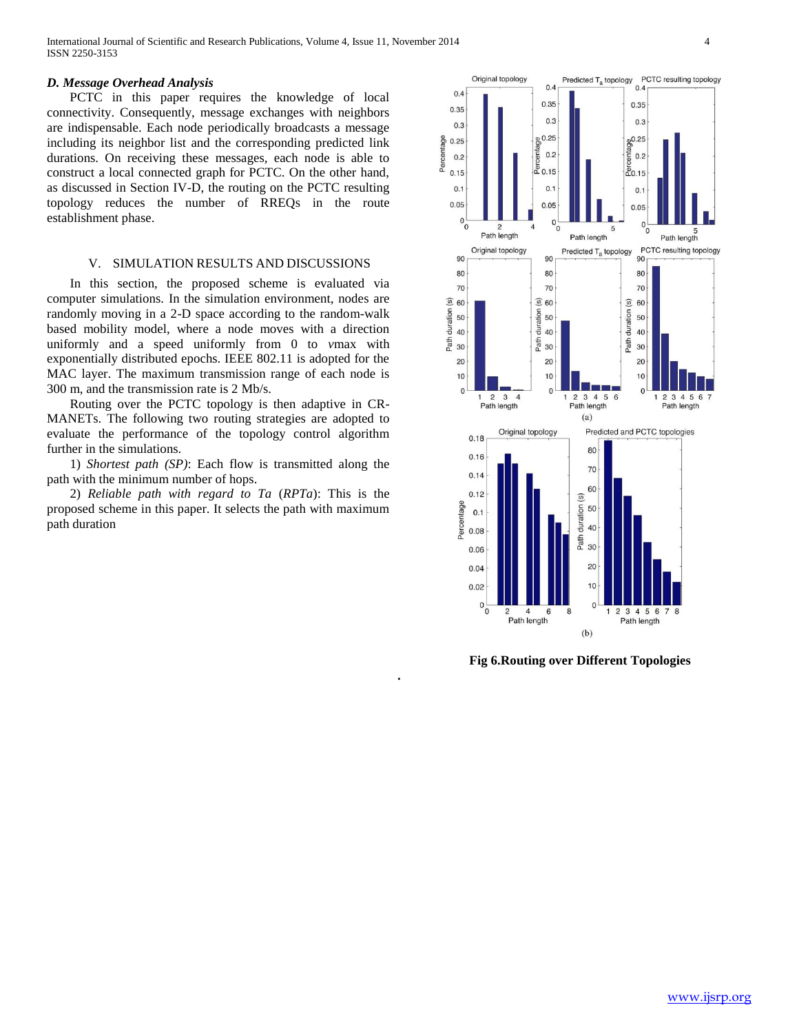### *D. Message Overhead Analysis*

PCTC in this paper requires the knowledge of local connectivity. Consequently, message exchanges with neighbors are indispensable. Each node periodically broadcasts a message including its neighbor list and the corresponding predicted link durations. On receiving these messages, each node is able to construct a local connected graph for PCTC. On the other hand, as discussed in Section IV-D, the routing on the PCTC resulting topology reduces the number of RREQs in the route establishment phase.

## V. SIMULATION RESULTS AND DISCUSSIONS

In this section, the proposed scheme is evaluated via computer simulations. In the simulation environment, nodes are randomly moving in a 2-D space according to the random-walk based mobility model, where a node moves with a direction uniformly and a speed uniformly from 0 to *v*max with exponentially distributed epochs. IEEE 802.11 is adopted for the MAC layer. The maximum transmission range of each node is 300 m, and the transmission rate is 2 Mb/s.

Routing over the PCTC topology is then adaptive in CR-MANETs. The following two routing strategies are adopted to evaluate the performance of the topology control algorithm further in the simulations.

1) *Shortest path (SP)*: Each flow is transmitted along the path with the minimum number of hops.

2) *Reliable path with regard to Ta* (*RPTa*): This is the proposed scheme in this paper. It selects the path with maximum path duration

Original topology
Predicted $T_a$ topology
PCTC resulting topology
Percentage
Path length
Path duration (s)
(a)

Original topology
Predicted and PCTC topologies
Percentage
Path duration (s)
Path length
(b)

**Fig 6.Routing over Different Topologies**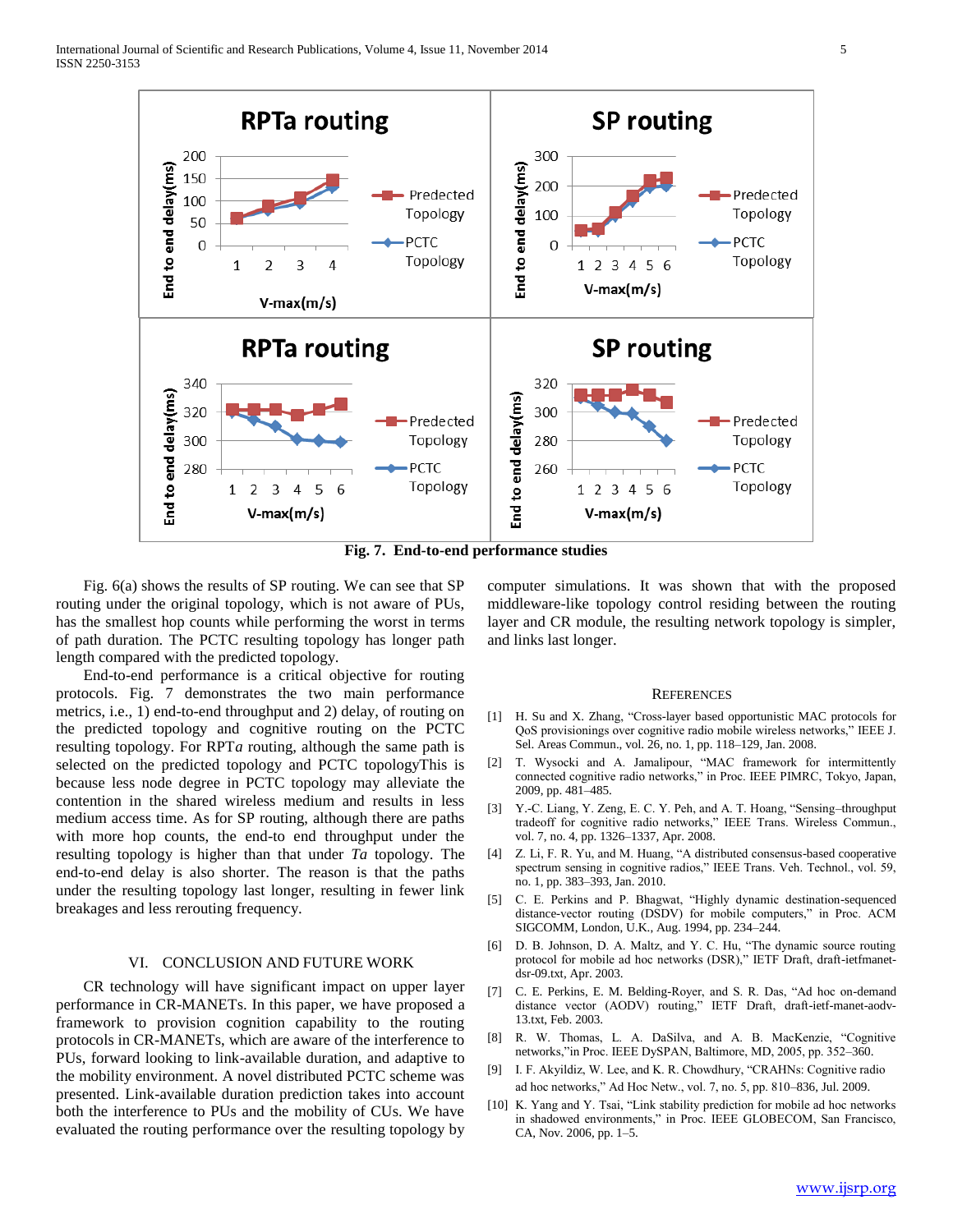RPTa routing

End to end delay(ms)

200
150
100
50
0

1 2 3 4

V-max(m/s)

Predected Topology

PCTC Topology

SP routing

End to end delay(ms)

300
200
100
0

1 2 3 4 5 6

V-max(m/s)

Predected Topology

PCTC Topology

RPTa routing

End to end delay(ms)

340
320
300
280

1 2 3 4 5 6

V-max(m/s)

Predected Topology

PCTC Topology

SP routing

End to end delay(ms)

320
300
280
260

1 2 3 4 5 6

V-max(m/s)

Predected Topology

PCTC Topology

**Fig. 7. End-to-end performance studies**

Fig. 6(a) shows the results of SP routing. We can see that SP routing under the original topology, which is not aware of PUs, has the smallest hop counts while performing the worst in terms of path duration. The PCTC resulting topology has longer path length compared with the predicted topology.

End-to-end performance is a critical objective for routing protocols. Fig. 7 demonstrates the two main performance metrics, i.e., 1) end-to-end throughput and 2) delay, of routing on the predicted topology and cognitive routing on the PCTC resulting topology. For RPT*a* routing, although the same path is selected on the predicted topology and PCTC topologyThis is because less node degree in PCTC topology may alleviate the contention in the shared wireless medium and results in less medium access time. As for SP routing, although there are paths with more hop counts, the end-to end throughput under the resulting topology is higher than that under *Ta* topology. The end-to-end delay is also shorter. The reason is that the paths under the resulting topology last longer, resulting in fewer link breakages and less rerouting frequency.

## VI. CONCLUSION AND FUTURE WORK

CR technology will have significant impact on upper layer performance in CR-MANETs. In this paper, we have proposed a framework to provision cognition capability to the routing protocols in CR-MANETs, which are aware of the interference to PUs, forward looking to link-available duration, and adaptive to the mobility environment. A novel distributed PCTC scheme was presented. Link-available duration prediction takes into account both the interference to PUs and the mobility of CUs. We have evaluated the routing performance over the resulting topology by computer simulations. It was shown that with the proposed middleware-like topology control residing between the routing layer and CR module, the resulting network topology is simpler, and links last longer.

## REFERENCES

[1] H. Su and X. Zhang, "Cross-layer based opportunistic MAC protocols for QoS provisionings over cognitive radio mobile wireless networks," IEEE J. Sel. Areas Commun., vol. 26, no. 1, pp. 118–129, Jan. 2008.

[2] T. Wysocki and A. Jamalipour, "MAC framework for intermittently connected cognitive radio networks," in Proc. IEEE PIMRC, Tokyo, Japan, 2009, pp. 481–485.

[3] Y.-C. Liang, Y. Zeng, E. C. Y. Peh, and A. T. Hoang, "Sensing–throughput tradeoff for cognitive radio networks," IEEE Trans. Wireless Commun., vol. 7, no. 4, pp. 1326–1337, Apr. 2008.

[4] Z. Li, F. R. Yu, and M. Huang, "A distributed consensus-based cooperative spectrum sensing in cognitive radios," IEEE Trans. Veh. Technol., vol. 59, no. 1, pp. 383–393, Jan. 2010.

[5] C. E. Perkins and P. Bhagwat, "Highly dynamic destination-sequenced distance-vector routing (DSDV) for mobile computers," in Proc. ACM SIGCOMM, London, U.K., Aug. 1994, pp. 234–244.

[6] D. B. Johnson, D. A. Maltz, and Y. C. Hu, "The dynamic source routing protocol for mobile ad hoc networks (DSR)," IETF Draft, draft-ietfmanet-dsr-09.txt, Apr. 2003.

[7] C. E. Perkins, E. M. Belding-Royer, and S. R. Das, "Ad hoc on-demand distance vector (AODV) routing," IETF Draft, draft-ietf-manet-aodv-13.txt, Feb. 2003.

[8] R. W. Thomas, L. A. DaSilva, and A. B. MacKenzie, "Cognitive networks,"in Proc. IEEE DySPAN, Baltimore, MD, 2005, pp. 352–360.

[9] I. F. Akyildiz, W. Lee, and K. R. Chowdhury, "CRAHNs: Cognitive radio ad hoc networks," Ad Hoc Netw., vol. 7, no. 5, pp. 810–836, Jul. 2009.

[10] K. Yang and Y. Tsai, "Link stability prediction for mobile ad hoc networks in shadowed environments," in Proc. IEEE GLOBECOM, San Francisco, CA, Nov. 2006, pp. 1–5.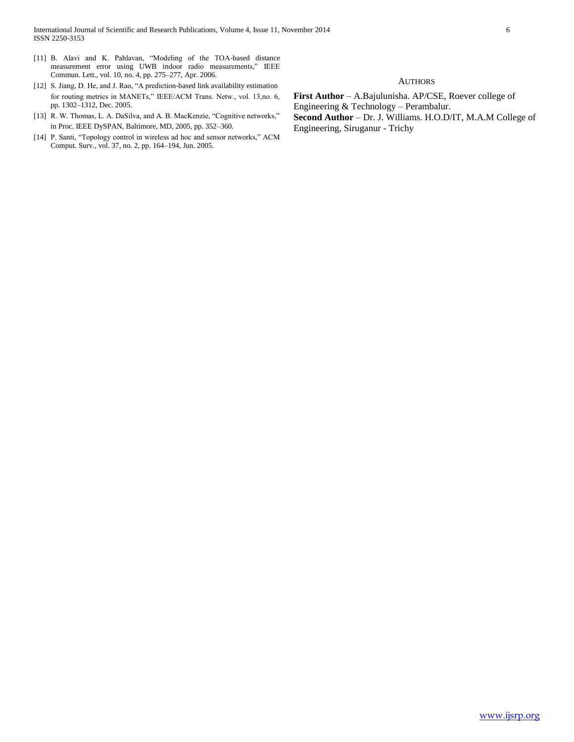[11] B. Alavi and K. Pahlavan, "Modeling of the TOA-based distance measurement error using UWB indoor radio measurements," IEEE Commun. Lett., vol. 10, no. 4, pp. 275–277, Apr. 2006.

[12] S. Jiang, D. He, and J. Rao, "A prediction-based link availability estimation for routing metrics in MANETs," IEEE/ACM Trans. Netw., vol. 13,no. 6, pp. 1302–1312, Dec. 2005.

[13] R. W. Thomas, L. A. DaSilva, and A. B. MacKenzie, "Cognitive networks," in Proc. IEEE DySPAN, Baltimore, MD, 2005, pp. 352–360.

[14] P. Santi, "Topology control in wireless ad hoc and sensor networks," ACM Comput. Surv., vol. 37, no. 2, pp. 164–194, Jun. 2005.

## AUTHORS

**First Author** – A.Bajulunisha. AP/CSE, Roever college of Engineering & Technology – Perambalur.

**Second Author** – Dr. J. Williams. H.O.D/IT, M.A.M College of Engineering, Siruganur - Trichy